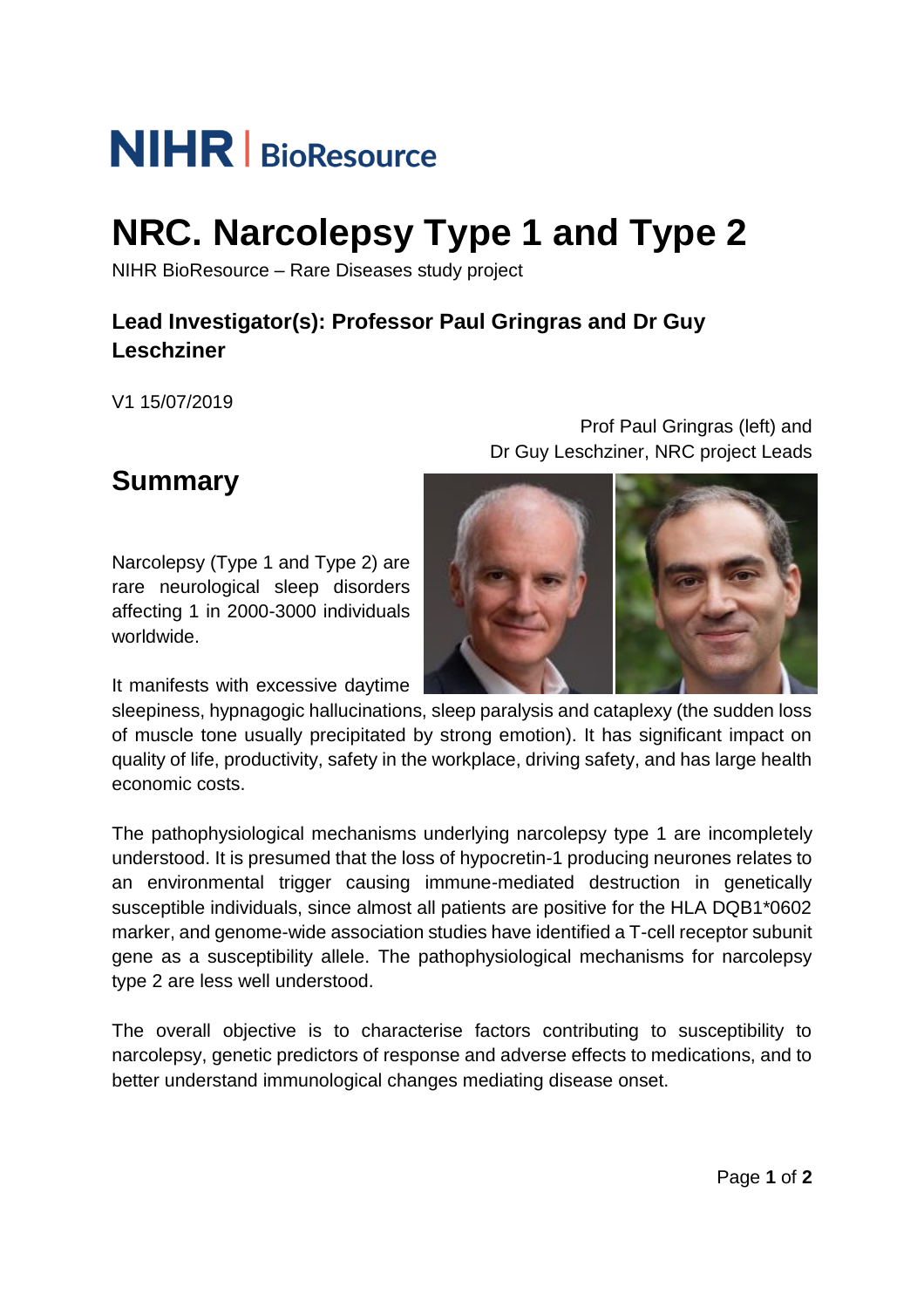# NIHR | BioResource

# NRC. Narcolepsy Type 1 and Type 2

NIHR BioResource – Rare Diseases study project

### Lead Investigator(s): Professor Paul Gringras and Dr Guy Leschziner

V1 15/07/2019

Prof Paul Gringras (left) and Dr Guy Leschziner, NRC project Leads

## Summary

Narcolepsy (Type 1 and Type 2) are rare neurological sleep disorders affecting 1 in 2000-3000 individuals worldwide.

It manifests with excessive daytime sleepiness, hypnagogic hallucinations, sleep paralysis and cataplexy (the sudden loss of muscle tone usually precipitated by strong emotion). It has significant impact on quality of life, productivity, safety in the workplace, driving safety, and has large health economic costs.

The pathophysiological mechanisms underlying narcolepsy type 1 are incompletely understood. It is presumed that the loss of hypocretin-1 producing neurones relates to an environmental trigger causing immune-mediated destruction in genetically susceptible individuals, since almost all patients are positive for the HLA DQB1*0602 marker, and genome-wide association studies have identified a T-cell receptor subunit gene as a susceptibility allele. The pathophysiological mechanisms for narcolepsy type 2 are less well understood.

The overall objective is to characterise factors contributing to susceptibility to narcolepsy, genetic predictors of response and adverse effects to medications, and to better understand immunological changes mediating disease onset.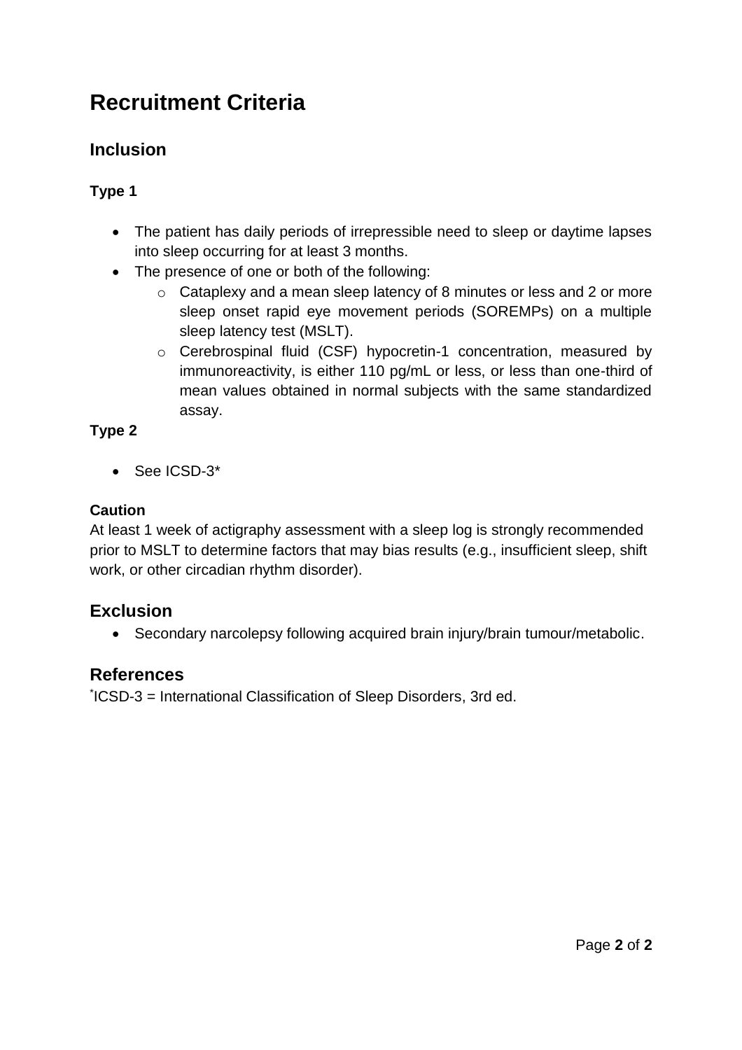# Recruitment Criteria

## Inclusion

### Type 1

- The patient has daily periods of irrepressible need to sleep or daytime lapses into sleep occurring for at least 3 months.
- The presence of one or both of the following:
  - Cataplexy and a mean sleep latency of 8 minutes or less and 2 or more sleep onset rapid eye movement periods (SOREMPs) on a multiple sleep latency test (MSLT).
  - Cerebrospinal fluid (CSF) hypocretin-1 concentration, measured by immunoreactivity, is either 110 pg/mL or less, or less than one-third of mean values obtained in normal subjects with the same standardized assay.

### Type 2

- See ICSD-3*

### Caution

At least 1 week of actigraphy assessment with a sleep log is strongly recommended prior to MSLT to determine factors that may bias results (e.g., insufficient sleep, shift work, or other circadian rhythm disorder).

## Exclusion

- Secondary narcolepsy following acquired brain injury/brain tumour/metabolic.

## References

*ICSD-3 = International Classification of Sleep Disorders, 3rd ed.